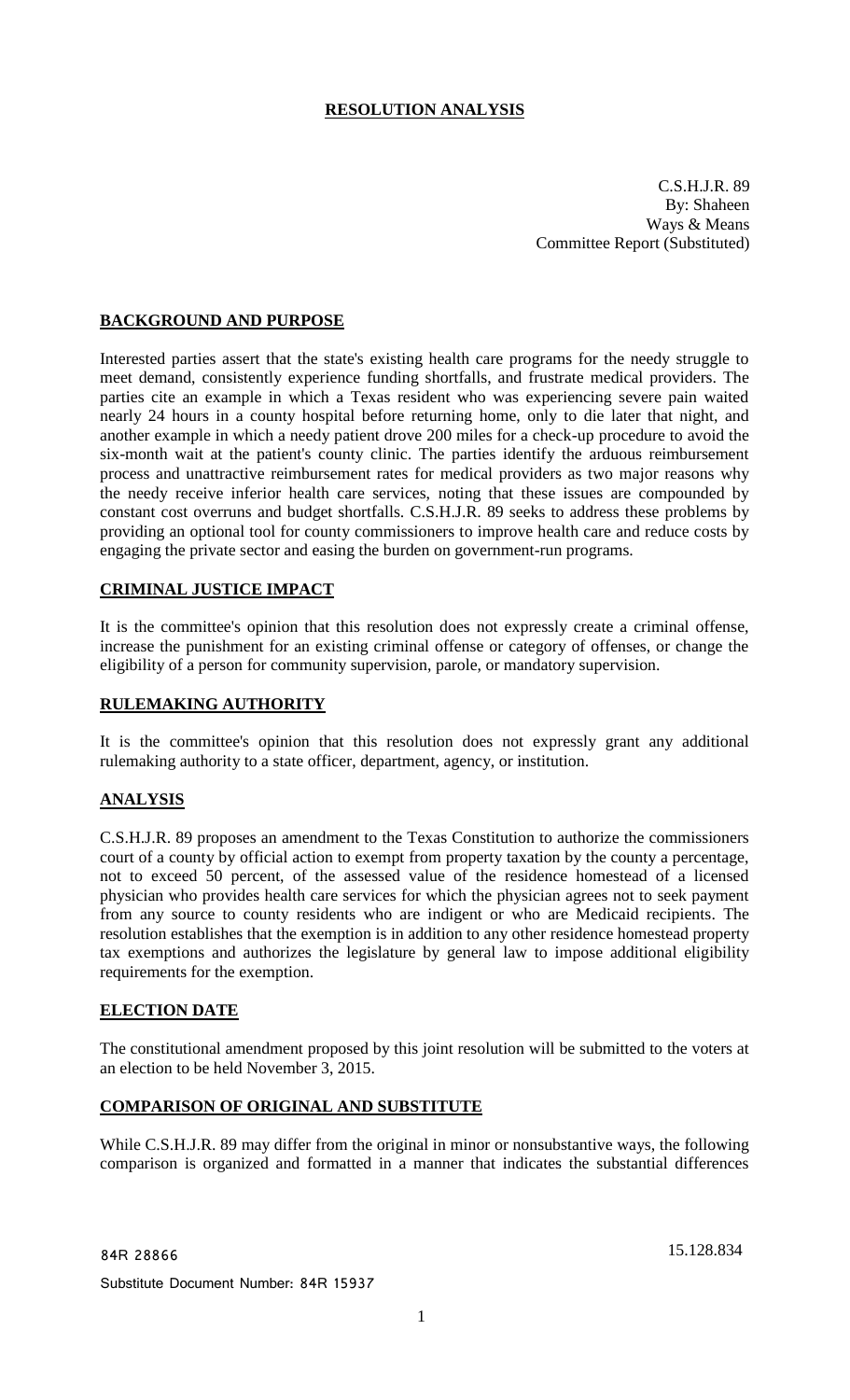# RESOLUTION ANALYSIS

C.S.H.J.R. 89
By: Shaheen
Ways & Means
Committee Report (Substituted)

## BACKGROUND AND PURPOSE

Interested parties assert that the state's existing health care programs for the needy struggle to meet demand, consistently experience funding shortfalls, and frustrate medical providers. The parties cite an example in which a Texas resident who was experiencing severe pain waited nearly 24 hours in a county hospital before returning home, only to die later that night, and another example in which a needy patient drove 200 miles for a check-up procedure to avoid the six-month wait at the patient's county clinic. The parties identify the arduous reimbursement process and unattractive reimbursement rates for medical providers as two major reasons why the needy receive inferior health care services, noting that these issues are compounded by constant cost overruns and budget shortfalls. C.S.H.J.R. 89 seeks to address these problems by providing an optional tool for county commissioners to improve health care and reduce costs by engaging the private sector and easing the burden on government-run programs.

## CRIMINAL JUSTICE IMPACT

It is the committee's opinion that this resolution does not expressly create a criminal offense, increase the punishment for an existing criminal offense or category of offenses, or change the eligibility of a person for community supervision, parole, or mandatory supervision.

## RULEMAKING AUTHORITY

It is the committee's opinion that this resolution does not expressly grant any additional rulemaking authority to a state officer, department, agency, or institution.

## ANALYSIS

C.S.H.J.R. 89 proposes an amendment to the Texas Constitution to authorize the commissioners court of a county by official action to exempt from property taxation by the county a percentage, not to exceed 50 percent, of the assessed value of the residence homestead of a licensed physician who provides health care services for which the physician agrees not to seek payment from any source to county residents who are indigent or who are Medicaid recipients. The resolution establishes that the exemption is in addition to any other residence homestead property tax exemptions and authorizes the legislature by general law to impose additional eligibility requirements for the exemption.

## ELECTION DATE

The constitutional amendment proposed by this joint resolution will be submitted to the voters at an election to be held November 3, 2015.

## COMPARISON OF ORIGINAL AND SUBSTITUTE

While C.S.H.J.R. 89 may differ from the original in minor or nonsubstantive ways, the following comparison is organized and formatted in a manner that indicates the substantial differences

84R 28866

Substitute Document Number: 84R 15937

15.128.834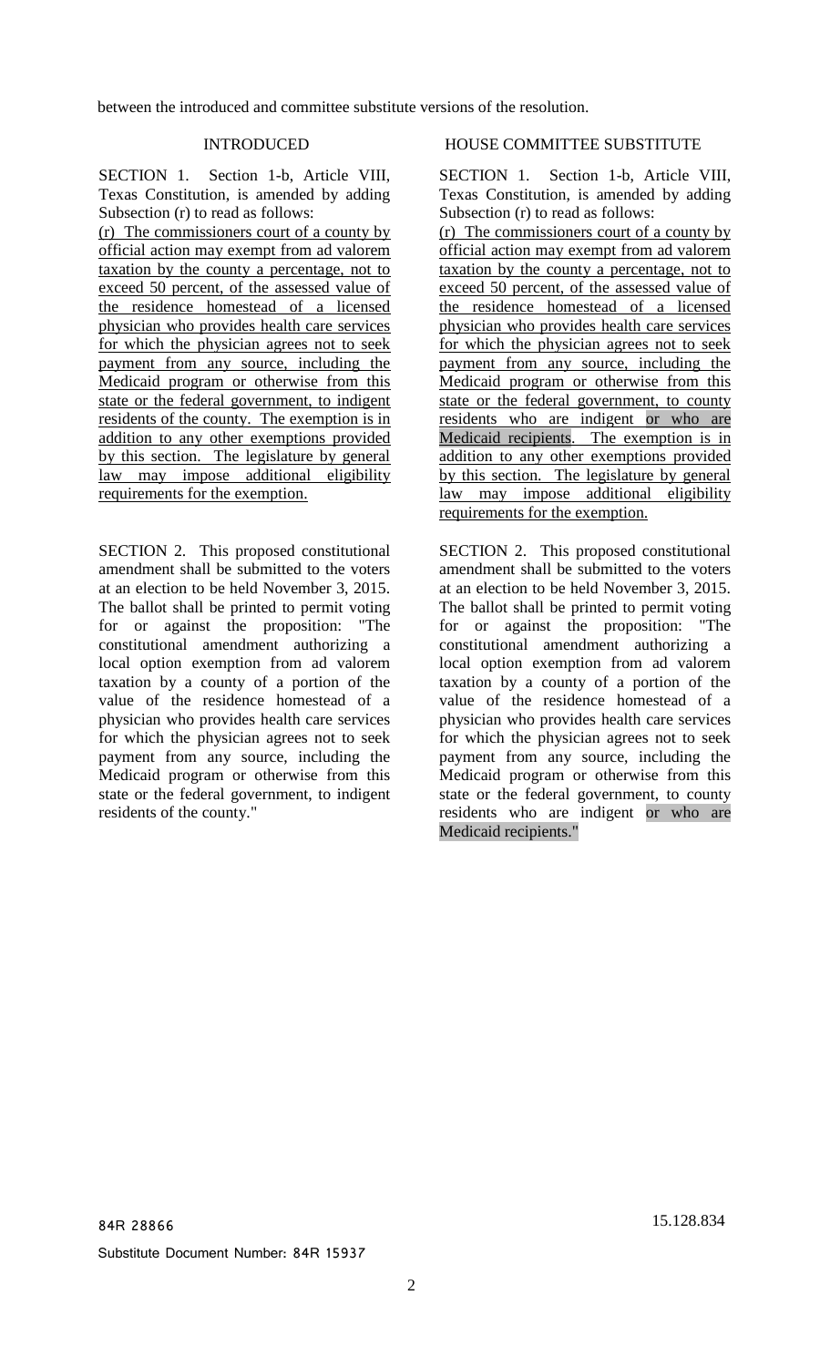between the introduced and committee substitute versions of the resolution.

| INTRODUCED | HOUSE COMMITTEE SUBSTITUTE |
| --- | --- |
| SECTION 1. Section 1-b, Article VIII, Texas Constitution, is amended by adding Subsection (r) to read as follows: (r) The commissioners court of a county by official action may exempt from ad valorem taxation by the county a percentage, not to exceed 50 percent, of the assessed value of the residence homestead of a licensed physician who provides health care services for which the physician agrees not to seek payment from any source, including the Medicaid program or otherwise from this state or the federal government, to indigent residents of the county. The exemption is in addition to any other exemptions provided by this section. The legislature by general law may impose additional eligibility requirements for the exemption. | SECTION 1. Section 1-b, Article VIII, Texas Constitution, is amended by adding Subsection (r) to read as follows: (r) The commissioners court of a county by official action may exempt from ad valorem taxation by the county a percentage, not to exceed 50 percent, of the assessed value of the residence homestead of a licensed physician who provides health care services for which the physician agrees not to seek payment from any source, including the Medicaid program or otherwise from this state or the federal government, to county residents who are indigent or who are Medicaid recipients. The exemption is in addition to any other exemptions provided by this section. The legislature by general law may impose additional eligibility requirements for the exemption. |
| SECTION 2. This proposed constitutional amendment shall be submitted to the voters at an election to be held November 3, 2015. The ballot shall be printed to permit voting for or against the proposition: "The constitutional amendment authorizing a local option exemption from ad valorem taxation by a county of a portion of the value of the residence homestead of a physician who provides health care services for which the physician agrees not to seek payment from any source, including the Medicaid program or otherwise from this state or the federal government, to indigent residents of the county." | SECTION 2. This proposed constitutional amendment shall be submitted to the voters at an election to be held November 3, 2015. The ballot shall be printed to permit voting for or against the proposition: "The constitutional amendment authorizing a local option exemption from ad valorem taxation by a county of a portion of the value of the residence homestead of a physician who provides health care services for which the physician agrees not to seek payment from any source, including the Medicaid program or otherwise from this state or the federal government, to county residents who are indigent or who are Medicaid recipients." |

84R 28866

15.128.834

Substitute Document Number: 84R 15937